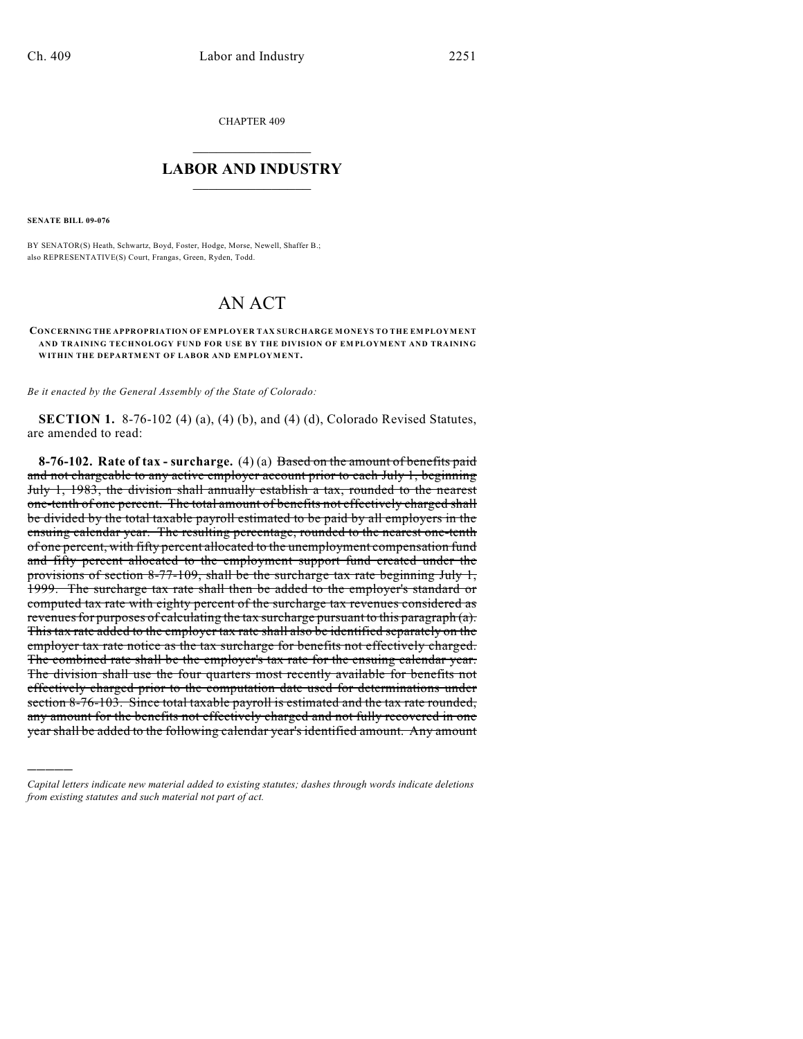CHAPTER 409

## LABOR AND INDUSTRY

**SENATE BILL 09-076**

BY SENATOR(S) Heath, Schwartz, Boyd, Foster, Hodge, Morse, Newell, Shaffer B.; also REPRESENTATIVE(S) Court, Frangas, Green, Ryden, Todd.

# AN ACT

**CONCERNING THE APPROPRIATION OF EMPLOYER TAX SURCHARGE MONEYS TO THE EMPLOYMENT AND TRAINING TECHNOLOGY FUND FOR USE BY THE DIVISION OF EMPLOYMENT AND TRAINING WITHIN THE DEPARTMENT OF LABOR AND EMPLOYMENT.**

*Be it enacted by the General Assembly of the State of Colorado:*

**SECTION 1.** 8-76-102 (4) (a), (4) (b), and (4) (d), Colorado Revised Statutes, are amended to read:

**8-76-102. Rate of tax - surcharge.** (4) (a) ~~Based on the amount of benefits paid and not chargeable to any active employer account prior to each July 1, beginning July 1, 1983, the division shall annually establish a tax, rounded to the nearest one-tenth of one percent. The total amount of benefits not effectively charged shall be divided by the total taxable payroll estimated to be paid by all employers in the ensuing calendar year. The resulting percentage, rounded to the nearest one-tenth of one percent, with fifty percent allocated to the unemployment compensation fund and fifty percent allocated to the employment support fund created under the provisions of section 8-77-109, shall be the surcharge tax rate beginning July 1, 1999. The surcharge tax rate shall then be added to the employer's standard or computed tax rate with eighty percent of the surcharge tax revenues considered as revenues for purposes of calculating the tax surcharge pursuant to this paragraph (a). This tax rate added to the employer tax rate shall also be identified separately on the employer tax rate notice as the tax surcharge for benefits not effectively charged. The combined rate shall be the employer's tax rate for the ensuing calendar year. The division shall use the four quarters most recently available for benefits not effectively charged prior to the computation date used for determinations under section 8-76-103. Since total taxable payroll is estimated and the tax rate rounded, any amount for the benefits not effectively charged and not fully recovered in one year shall be added to the following calendar year's identified amount. Any amount~~

*Capital letters indicate new material added to existing statutes; dashes through words indicate deletions from existing statutes and such material not part of act.*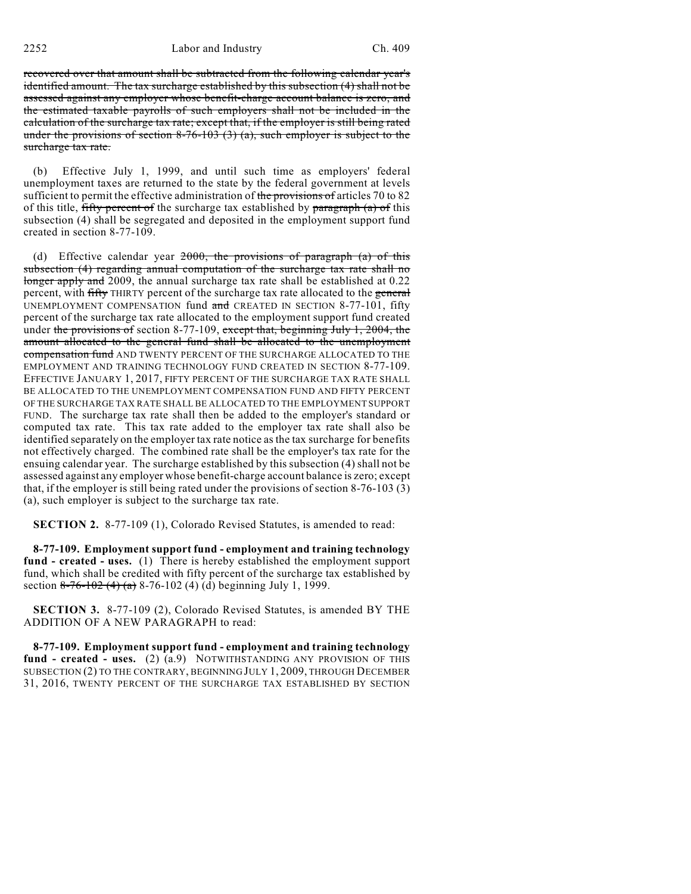~~recovered over that amount shall be subtracted from the following calendar year's identified amount. The tax surcharge established by this subsection (4) shall not be assessed against any employer whose benefit-charge account balance is zero, and the estimated taxable payrolls of such employers shall not be included in the calculation of the surcharge tax rate; except that, if the employer is still being rated under the provisions of section 8-76-103 (3) (a), such employer is subject to the surcharge tax rate.~~

(b) Effective July 1, 1999, and until such time as employers' federal unemployment taxes are returned to the state by the federal government at levels sufficient to permit the effective administration of ~~the provisions of~~ articles 70 to 82 of this title, ~~fifty percent of~~ the surcharge tax established by ~~paragraph (a) of~~ this subsection (4) shall be segregated and deposited in the employment support fund created in section 8-77-109.

(d) Effective calendar year ~~2000, the provisions of paragraph (a) of this subsection (4) regarding annual computation of the surcharge tax rate shall no longer apply and~~ 2009, the annual surcharge tax rate shall be established at 0.22 percent, with ~~fifty~~ THIRTY percent of the surcharge tax rate allocated to the ~~general~~ UNEMPLOYMENT COMPENSATION fund ~~and~~ CREATED IN SECTION 8-77-101, fifty percent of the surcharge tax rate allocated to the employment support fund created under ~~the provisions of~~ section 8-77-109, ~~except that, beginning July 1, 2004, the amount allocated to the general fund shall be allocated to the unemployment compensation fund~~ AND TWENTY PERCENT OF THE SURCHARGE ALLOCATED TO THE EMPLOYMENT AND TRAINING TECHNOLOGY FUND CREATED IN SECTION 8-77-109. EFFECTIVE JANUARY 1, 2017, FIFTY PERCENT OF THE SURCHARGE TAX RATE SHALL BE ALLOCATED TO THE UNEMPLOYMENT COMPENSATION FUND AND FIFTY PERCENT OF THE SURCHARGE TAX RATE SHALL BE ALLOCATED TO THE EMPLOYMENT SUPPORT FUND. The surcharge tax rate shall then be added to the employer's standard or computed tax rate. This tax rate added to the employer tax rate shall also be identified separately on the employer tax rate notice as the tax surcharge for benefits not effectively charged. The combined rate shall be the employer's tax rate for the ensuing calendar year. The surcharge established by this subsection (4) shall not be assessed against any employer whose benefit-charge account balance is zero; except that, if the employer is still being rated under the provisions of section 8-76-103 (3) (a), such employer is subject to the surcharge tax rate.

**SECTION 2.** 8-77-109 (1), Colorado Revised Statutes, is amended to read:

**8-77-109. Employment support fund - employment and training technology fund - created - uses.** (1) There is hereby established the employment support fund, which shall be credited with fifty percent of the surcharge tax established by section ~~8-76-102 (4) (a)~~ 8-76-102 (4) (d) beginning July 1, 1999.

**SECTION 3.** 8-77-109 (2), Colorado Revised Statutes, is amended BY THE ADDITION OF A NEW PARAGRAPH to read:

**8-77-109. Employment support fund - employment and training technology fund - created - uses.** (2) (a.9) NOTWITHSTANDING ANY PROVISION OF THIS SUBSECTION (2) TO THE CONTRARY, BEGINNING JULY 1, 2009, THROUGH DECEMBER 31, 2016, TWENTY PERCENT OF THE SURCHARGE TAX ESTABLISHED BY SECTION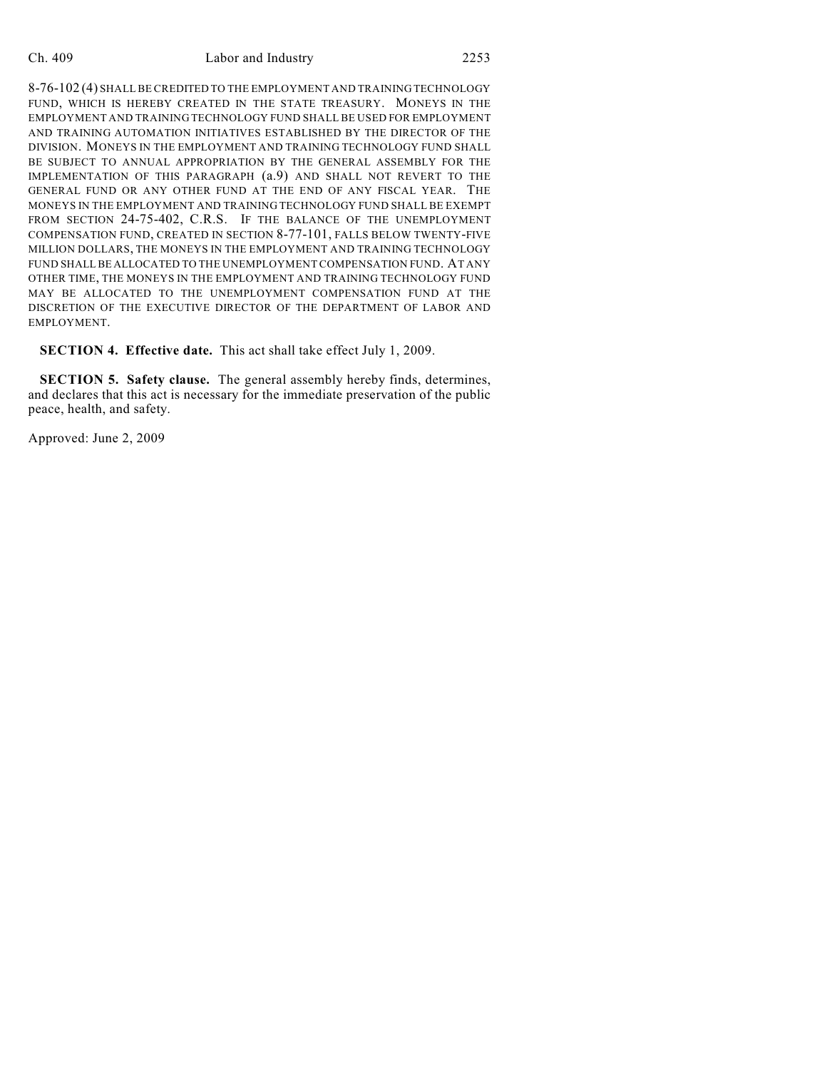8-76-102 (4) SHALL BE CREDITED TO THE EMPLOYMENT AND TRAINING TECHNOLOGY FUND, WHICH IS HEREBY CREATED IN THE STATE TREASURY. MONEYS IN THE EMPLOYMENT AND TRAINING TECHNOLOGY FUND SHALL BE USED FOR EMPLOYMENT AND TRAINING AUTOMATION INITIATIVES ESTABLISHED BY THE DIRECTOR OF THE DIVISION. MONEYS IN THE EMPLOYMENT AND TRAINING TECHNOLOGY FUND SHALL BE SUBJECT TO ANNUAL APPROPRIATION BY THE GENERAL ASSEMBLY FOR THE IMPLEMENTATION OF THIS PARAGRAPH (a.9) AND SHALL NOT REVERT TO THE GENERAL FUND OR ANY OTHER FUND AT THE END OF ANY FISCAL YEAR. THE MONEYS IN THE EMPLOYMENT AND TRAINING TECHNOLOGY FUND SHALL BE EXEMPT FROM SECTION 24-75-402, C.R.S. IF THE BALANCE OF THE UNEMPLOYMENT COMPENSATION FUND, CREATED IN SECTION 8-77-101, FALLS BELOW TWENTY-FIVE MILLION DOLLARS, THE MONEYS IN THE EMPLOYMENT AND TRAINING TECHNOLOGY FUND SHALL BE ALLOCATED TO THE UNEMPLOYMENT COMPENSATION FUND. AT ANY OTHER TIME, THE MONEYS IN THE EMPLOYMENT AND TRAINING TECHNOLOGY FUND MAY BE ALLOCATED TO THE UNEMPLOYMENT COMPENSATION FUND AT THE DISCRETION OF THE EXECUTIVE DIRECTOR OF THE DEPARTMENT OF LABOR AND EMPLOYMENT.

**SECTION 4. Effective date.** This act shall take effect July 1, 2009.

**SECTION 5. Safety clause.** The general assembly hereby finds, determines, and declares that this act is necessary for the immediate preservation of the public peace, health, and safety.

Approved: June 2, 2009